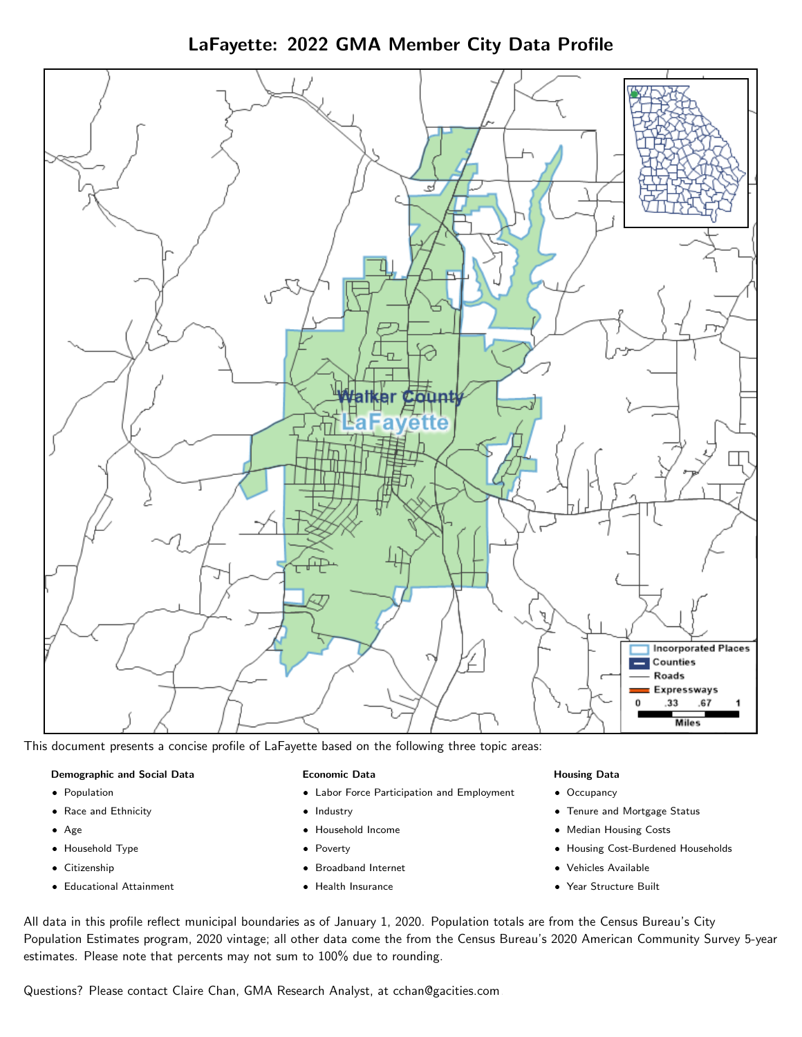# LaFayette: 2022 GMA Member City Data Profile

This document presents a concise profile of LaFayette based on the following three topic areas:

**Demographic and Social Data**

- Population
- Race and Ethnicity
- Age
- Household Type
- Citizenship
- Educational Attainment

**Economic Data**

- Labor Force Participation and Employment
- Industry
- Household Income
- Poverty
- Broadband Internet
- Health Insurance

**Housing Data**

- Occupancy
- Tenure and Mortgage Status
- Median Housing Costs
- Housing Cost-Burdened Households
- Vehicles Available
- Year Structure Built

All data in this profile reflect municipal boundaries as of January 1, 2020. Population totals are from the Census Bureau's City Population Estimates program, 2020 vintage; all other data come the from the Census Bureau's 2020 American Community Survey 5-year estimates. Please note that percents may not sum to 100% due to rounding.

Questions? Please contact Claire Chan, GMA Research Analyst, at cchan@gacities.com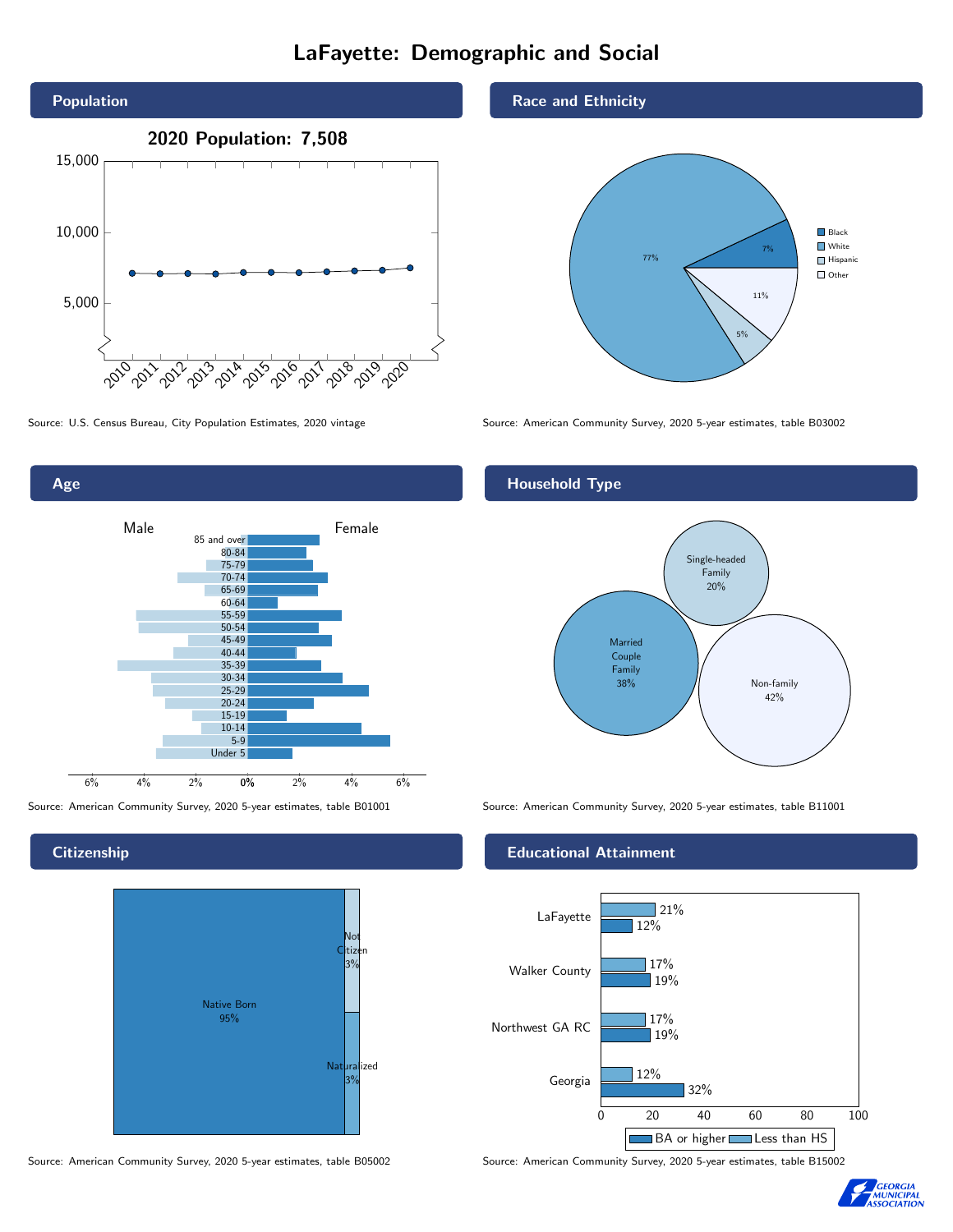# LaFayette: Demographic and Social

## Population

**2020 Population: 7,508**

Source: U.S. Census Bureau, City Population Estimates, 2020 vintage

## Race and Ethnicity

| Group | Share |
| --- | --- |
| Black | 7% |
| White | 77% |
| Hispanic | 5% |
| Other | 11% |

Source: American Community Survey, 2020 5-year estimates, table B03002

## Age

Source: American Community Survey, 2020 5-year estimates, table B01001

## Household Type

| Type | Share |
| --- | --- |
| Married Couple Family | 38% |
| Single-headed Family | 20% |
| Non-family | 42% |

Source: American Community Survey, 2020 5-year estimates, table B11001

## Citizenship

| Status | Share |
| --- | --- |
| Native Born | 95% |
| Not Citizen | 3% |
| Naturalized | 3% |

Source: American Community Survey, 2020 5-year estimates, table B05002

## Educational Attainment

| Area | Less than HS | BA or higher |
| --- | --- | --- |
| LaFayette | 21% | 12% |
| Walker County | 17% | 19% |
| Northwest GA RC | 17% | 19% |
| Georgia | 12% | 32% |

Source: American Community Survey, 2020 5-year estimates, table B15002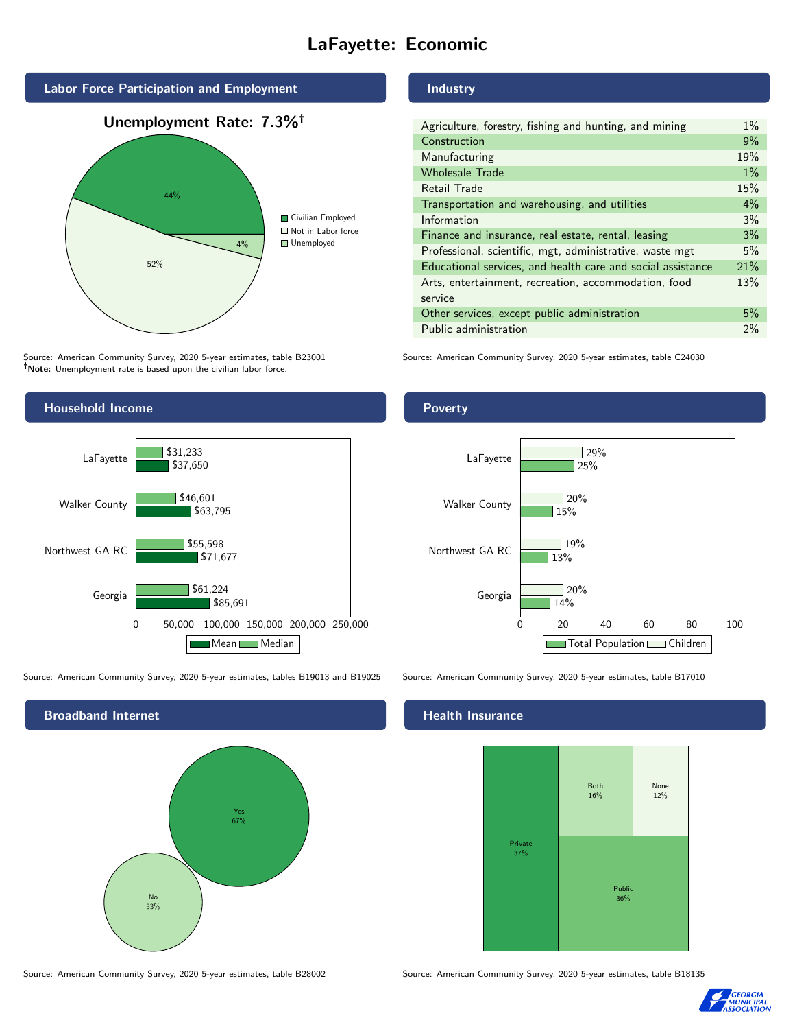# LaFayette: Economic

## Labor Force Participation and Employment

**Unemployment Rate: 7.3%[†]**

| Category | Percent |
| --- | --- |
| Civilian Employed | 44% |
| Not in Labor force | 52% |
| Unemployed | 4% |

Source: American Community Survey, 2020 5-year estimates, table B23001
[†]**Note:** Unemployment rate is based upon the civilian labor force.

## Industry

| Industry | Percent |
| --- | --- |
| Agriculture, forestry, fishing and hunting, and mining | 1% |
| Construction | 9% |
| Manufacturing | 19% |
| Wholesale Trade | 1% |
| Retail Trade | 15% |
| Transportation and warehousing, and utilities | 4% |
| Information | 3% |
| Finance and insurance, real estate, rental, leasing | 3% |
| Professional, scientific, mgt, administrative, waste mgt | 5% |
| Educational services, and health care and social assistance | 21% |
| Arts, entertainment, recreation, accommodation, food service | 13% |
| Other services, except public administration | 5% |
| Public administration | 2% |

Source: American Community Survey, 2020 5-year estimates, table C24030

## Household Income

| | Median | Mean |
| --- | --- | --- |
| LaFayette | $31,233 | $37,650 |
| Walker County | $46,601 | $63,795 |
| Northwest GA RC | $55,598 | $71,677 |
| Georgia | $61,224 | $85,691 |

Source: American Community Survey, 2020 5-year estimates, tables B19013 and B19025

## Poverty

| | Children | Total Population |
| --- | --- | --- |
| LaFayette | 29% | 25% |
| Walker County | 20% | 15% |
| Northwest GA RC | 19% | 13% |
| Georgia | 20% | 14% |

Source: American Community Survey, 2020 5-year estimates, table B17010

## Broadband Internet

| | Percent |
| --- | --- |
| Yes | 67% |
| No | 33% |

Source: American Community Survey, 2020 5-year estimates, table B28002

## Health Insurance

| | Percent |
| --- | --- |
| Private | 37% |
| Public | 36% |
| Both | 16% |
| None | 12% |

Source: American Community Survey, 2020 5-year estimates, table B18135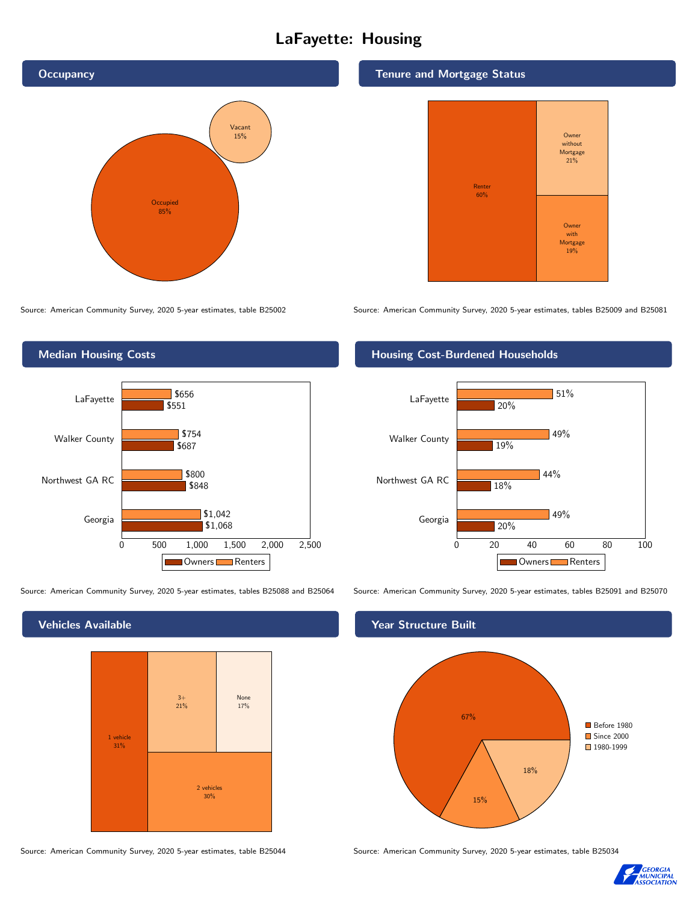# LaFayette: Housing

## Occupancy

Vacant
15%

Occupied
85%

Source: American Community Survey, 2020 5-year estimates, table B25002

## Tenure and Mortgage Status

Renter
60%

Owner without Mortgage
21%

Owner with Mortgage
19%

Source: American Community Survey, 2020 5-year estimates, tables B25009 and B25081

## Median Housing Costs

LaFayette
$656
$551

Walker County
$754
$687

Northwest GA RC
$800
$848

Georgia
$1,042
$1,068

0 500 1,000 1,500 2,000 2,500

Owners Renters

Source: American Community Survey, 2020 5-year estimates, tables B25088 and B25064

## Housing Cost-Burdened Households

LaFayette
51%
20%

Walker County
49%
19%

Northwest GA RC
44%
18%

Georgia
49%
20%

0 20 40 60 80 100

Owners Renters

Source: American Community Survey, 2020 5-year estimates, tables B25091 and B25070

## Vehicles Available

1 vehicle
31%

3+
21%

None
17%

2 vehicles
30%

Source: American Community Survey, 2020 5-year estimates, table B25044

## Year Structure Built

67%

15%

18%

Before 1980
Since 2000
1980-1999

Source: American Community Survey, 2020 5-year estimates, table B25034

GEORGIA MUNICIPAL ASSOCIATION